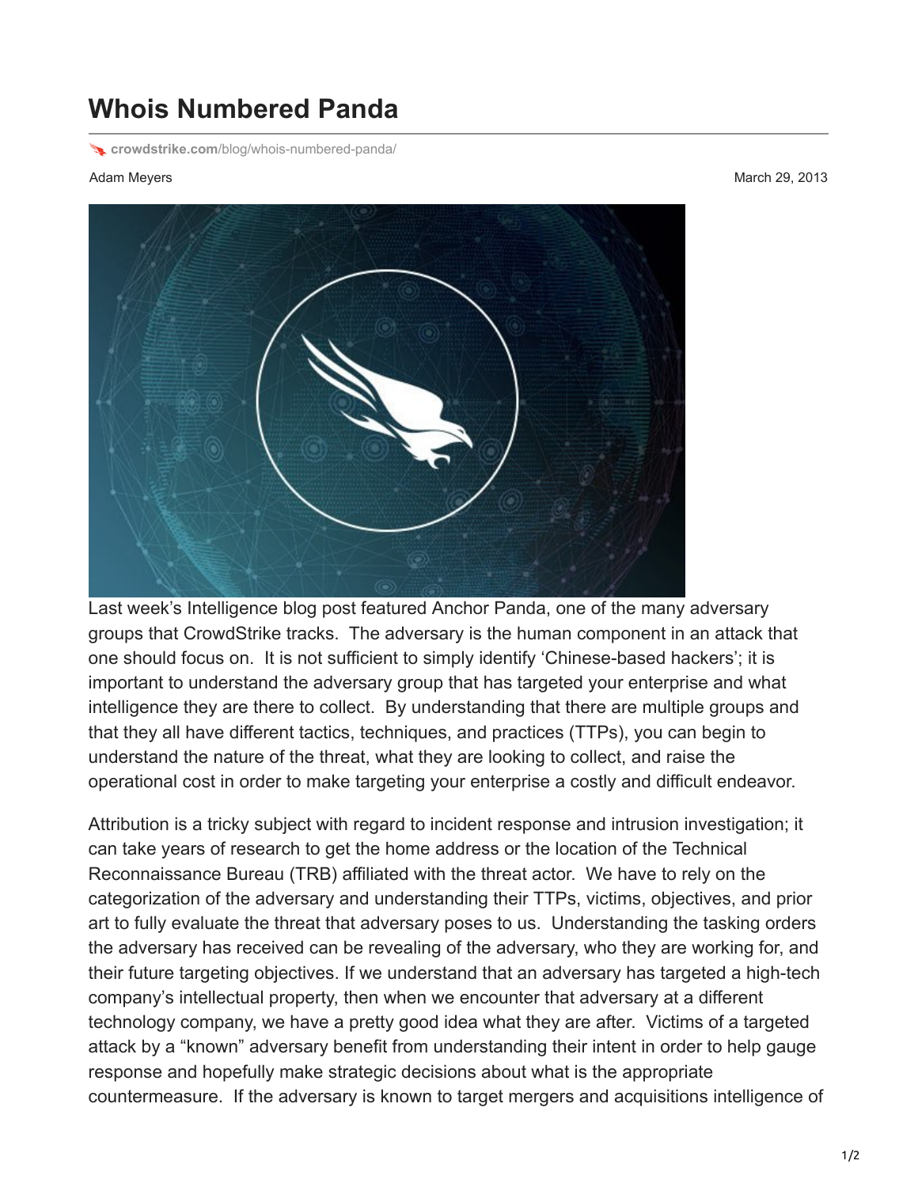# Whois Numbered Panda

crowdstrike.com/blog/whois-numbered-panda/

Adam Meyers

March 29, 2013

Last week's Intelligence blog post featured Anchor Panda, one of the many adversary groups that CrowdStrike tracks. The adversary is the human component in an attack that one should focus on. It is not sufficient to simply identify 'Chinese-based hackers'; it is important to understand the adversary group that has targeted your enterprise and what intelligence they are there to collect. By understanding that there are multiple groups and that they all have different tactics, techniques, and practices (TTPs), you can begin to understand the nature of the threat, what they are looking to collect, and raise the operational cost in order to make targeting your enterprise a costly and difficult endeavor.

Attribution is a tricky subject with regard to incident response and intrusion investigation; it can take years of research to get the home address or the location of the Technical Reconnaissance Bureau (TRB) affiliated with the threat actor. We have to rely on the categorization of the adversary and understanding their TTPs, victims, objectives, and prior art to fully evaluate the threat that adversary poses to us. Understanding the tasking orders the adversary has received can be revealing of the adversary, who they are working for, and their future targeting objectives. If we understand that an adversary has targeted a high-tech company's intellectual property, then when we encounter that adversary at a different technology company, we have a pretty good idea what they are after. Victims of a targeted attack by a "known" adversary benefit from understanding their intent in order to help gauge response and hopefully make strategic decisions about what is the appropriate countermeasure. If the adversary is known to target mergers and acquisitions intelligence of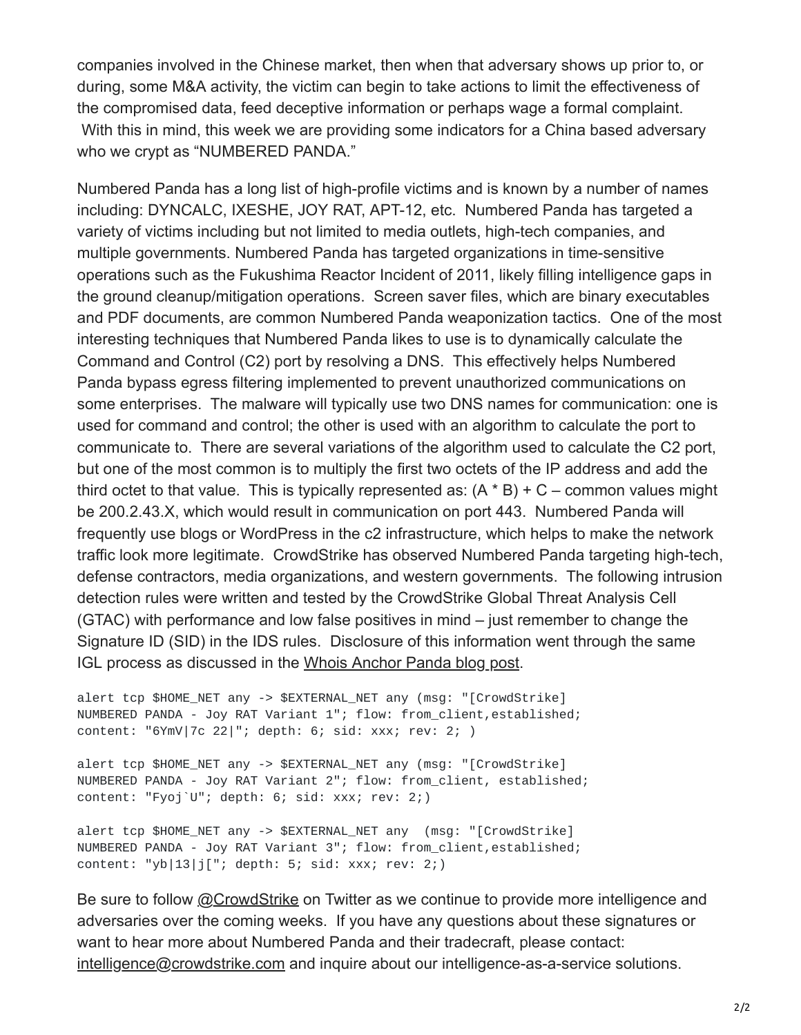companies involved in the Chinese market, then when that adversary shows up prior to, or during, some M&A activity, the victim can begin to take actions to limit the effectiveness of the compromised data, feed deceptive information or perhaps wage a formal complaint. With this in mind, this week we are providing some indicators for a China based adversary who we crypt as "NUMBERED PANDA."

Numbered Panda has a long list of high-profile victims and is known by a number of names including: DYNCALC, IXESHE, JOY RAT, APT-12, etc. Numbered Panda has targeted a variety of victims including but not limited to media outlets, high-tech companies, and multiple governments. Numbered Panda has targeted organizations in time-sensitive operations such as the Fukushima Reactor Incident of 2011, likely filling intelligence gaps in the ground cleanup/mitigation operations. Screen saver files, which are binary executables and PDF documents, are common Numbered Panda weaponization tactics. One of the most interesting techniques that Numbered Panda likes to use is to dynamically calculate the Command and Control (C2) port by resolving a DNS. This effectively helps Numbered Panda bypass egress filtering implemented to prevent unauthorized communications on some enterprises. The malware will typically use two DNS names for communication: one is used for command and control; the other is used with an algorithm to calculate the port to communicate to. There are several variations of the algorithm used to calculate the C2 port, but one of the most common is to multiply the first two octets of the IP address and add the third octet to that value. This is typically represented as: $(A * B) + C$ – common values might be 200.2.43.X, which would result in communication on port 443. Numbered Panda will frequently use blogs or WordPress in the c2 infrastructure, which helps to make the network traffic look more legitimate. CrowdStrike has observed Numbered Panda targeting high-tech, defense contractors, media organizations, and western governments. The following intrusion detection rules were written and tested by the CrowdStrike Global Threat Analysis Cell (GTAC) with performance and low false positives in mind – just remember to change the Signature ID (SID) in the IDS rules. Disclosure of this information went through the same IGL process as discussed in the Whois Anchor Panda blog post.

```
alert tcp $HOME_NET any -> $EXTERNAL_NET any (msg: "[CrowdStrike]
NUMBERED PANDA - Joy RAT Variant 1"; flow: from_client,established;
content: "6YmV|7c 22|"; depth: 6; sid: xxx; rev: 2; )

alert tcp $HOME_NET any -> $EXTERNAL_NET any (msg: "[CrowdStrike]
NUMBERED PANDA - Joy RAT Variant 2"; flow: from_client, established;
content: "Fyoj`U"; depth: 6; sid: xxx; rev: 2;)

alert tcp $HOME_NET any -> $EXTERNAL_NET any  (msg: "[CrowdStrike]
NUMBERED PANDA - Joy RAT Variant 3"; flow: from_client,established;
content: "yb|13|j["; depth: 5; sid: xxx; rev: 2;)
```

Be sure to follow @CrowdStrike on Twitter as we continue to provide more intelligence and adversaries over the coming weeks. If you have any questions about these signatures or want to hear more about Numbered Panda and their tradecraft, please contact: intelligence@crowdstrike.com and inquire about our intelligence-as-a-service solutions.